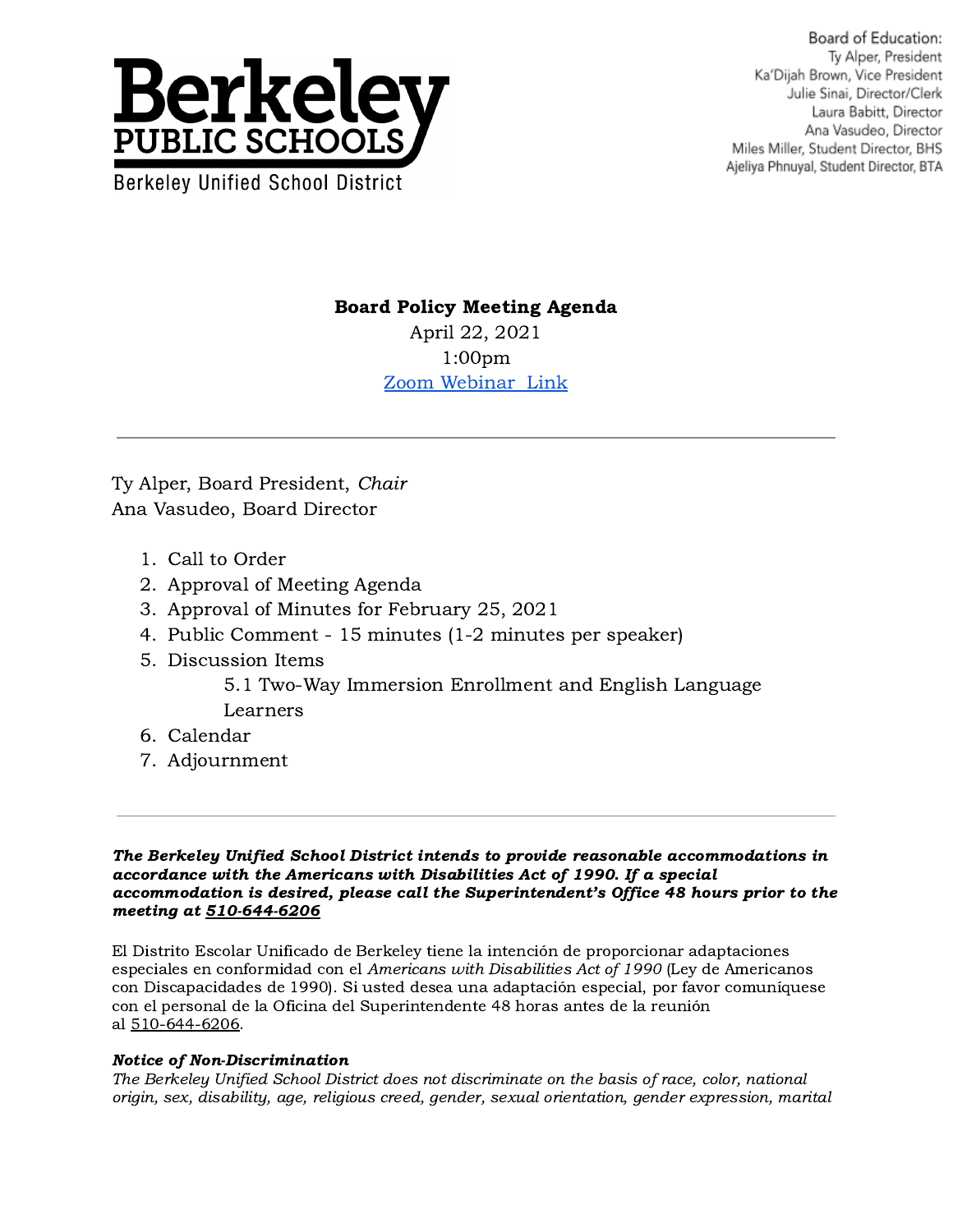# Berkeley PUBLIC SCHOOLS

Berkeley Unified School District

Board of Education:
Ty Alper, President
Ka'Dijah Brown, Vice President
Julie Sinai, Director/Clerk
Laura Babitt, Director
Ana Vasudeo, Director
Miles Miller, Student Director, BHS
Ajeliya Phnuyal, Student Director, BTA

**Board Policy Meeting Agenda**

April 22, 2021

1:00pm

Zoom Webinar Link

---

Ty Alper, Board President, *Chair*
Ana Vasudeo, Board Director

1. Call to Order
2. Approval of Meeting Agenda
3. Approval of Minutes for February 25, 2021
4. Public Comment - 15 minutes (1-2 minutes per speaker)
5. Discussion Items
   - 5.1 Two-Way Immersion Enrollment and English Language Learners
6. Calendar
7. Adjournment

---

***The Berkeley Unified School District intends to provide reasonable accommodations in accordance with the Americans with Disabilities Act of 1990. If a special accommodation is desired, please call the Superintendent's Office 48 hours prior to the meeting at 510-644-6206***

El Distrito Escolar Unificado de Berkeley tiene la intención de proporcionar adaptaciones especiales en conformidad con el *Americans with Disabilities Act of 1990* (Ley de Americanos con Discapacidades de 1990). Si usted desea una adaptación especial, por favor comuníquese con el personal de la Oficina del Superintendente 48 horas antes de la reunión al 510-644-6206.

***Notice of Non-Discrimination***

*The Berkeley Unified School District does not discriminate on the basis of race, color, national origin, sex, disability, age, religious creed, gender, sexual orientation, gender expression, marital*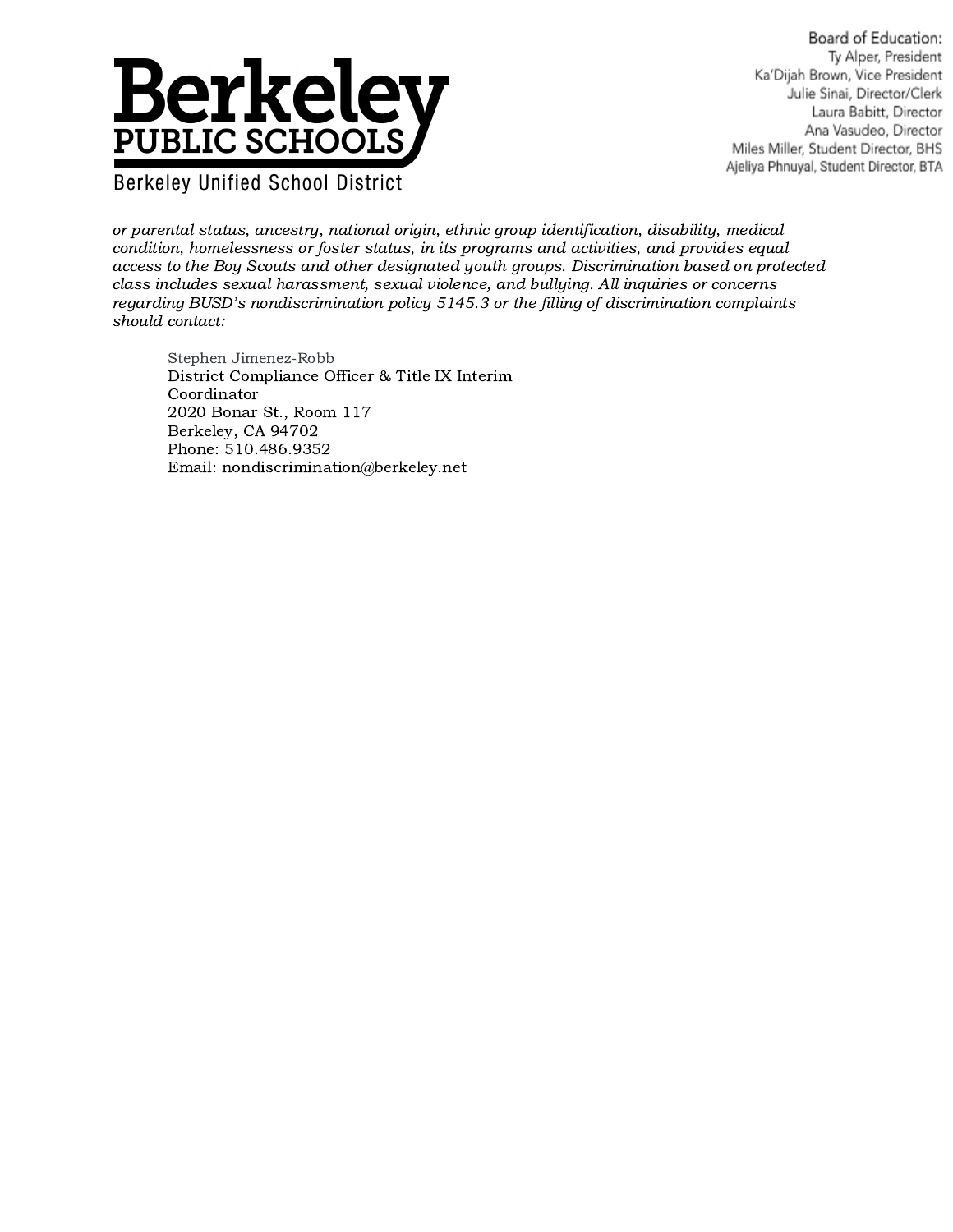*or parental status, ancestry, national origin, ethnic group identification, disability, medical condition, homelessness or foster status, in its programs and activities, and provides equal access to the Boy Scouts and other designated youth groups. Discrimination based on protected class includes sexual harassment, sexual violence, and bullying. All inquiries or concerns regarding BUSD's nondiscrimination policy 5145.3 or the filling of discrimination complaints should contact:*

> Stephen Jimenez-Robb
> District Compliance Officer & Title IX Interim Coordinator
> 2020 Bonar St., Room 117
> Berkeley, CA 94702
> Phone: 510.486.9352
> Email: nondiscrimination@berkeley.net